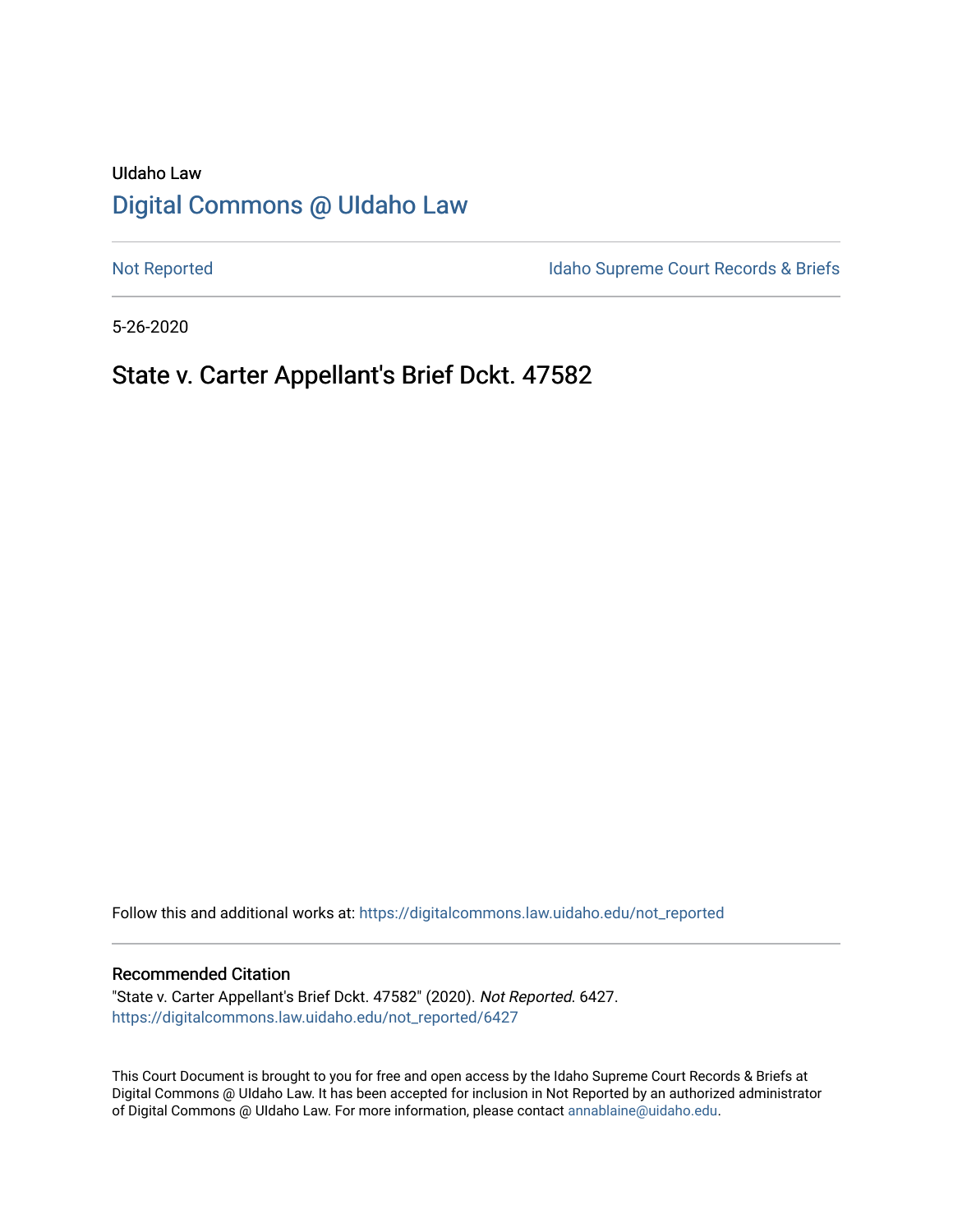UIdaho Law

# Digital Commons @ UIdaho Law

Not Reported

Idaho Supreme Court Records & Briefs

5-26-2020

## State v. Carter Appellant's Brief Dckt. 47582

Follow this and additional works at: https://digitalcommons.law.uidaho.edu/not_reported

### Recommended Citation

"State v. Carter Appellant's Brief Dckt. 47582" (2020). *Not Reported*. 6427.
https://digitalcommons.law.uidaho.edu/not_reported/6427

This Court Document is brought to you for free and open access by the Idaho Supreme Court Records & Briefs at Digital Commons @ UIdaho Law. It has been accepted for inclusion in Not Reported by an authorized administrator of Digital Commons @ UIdaho Law. For more information, please contact annablaine@uidaho.edu.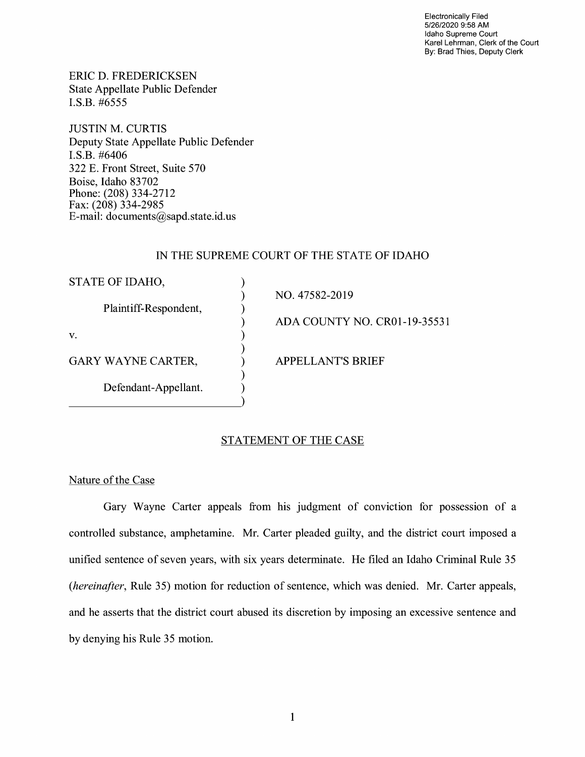Electronically Filed
5/26/2020 9:58 AM
Idaho Supreme Court
Karel Lehrman, Clerk of the Court
By: Brad Thies, Deputy Clerk

ERIC D. FREDERICKSEN
State Appellate Public Defender
I.S.B. #6555

JUSTIN M. CURTIS
Deputy State Appellate Public Defender
I.S.B. #6406
322 E. Front Street, Suite 570
Boise, Idaho 83702
Phone: (208) 334-2712
Fax: (208) 334-2985
E-mail: documents@sapd.state.id.us

IN THE SUPREME COURT OF THE STATE OF IDAHO

| | | |
|---|---|---|
| STATE OF IDAHO, | ) | |
| | ) | NO. 47582-2019 |
| Plaintiff-Respondent, | ) | |
| | ) | ADA COUNTY NO. CR01-19-35531 |
| v. | ) | |
| | ) | |
| GARY WAYNE CARTER, | ) | APPELLANT'S BRIEF |
| | ) | |
| Defendant-Appellant. | ) | |

## STATEMENT OF THE CASE

### Nature of the Case

Gary Wayne Carter appeals from his judgment of conviction for possession of a controlled substance, amphetamine. Mr. Carter pleaded guilty, and the district court imposed a unified sentence of seven years, with six years determinate. He filed an Idaho Criminal Rule 35 (*hereinafter*, Rule 35) motion for reduction of sentence, which was denied. Mr. Carter appeals, and he asserts that the district court abused its discretion by imposing an excessive sentence and by denying his Rule 35 motion.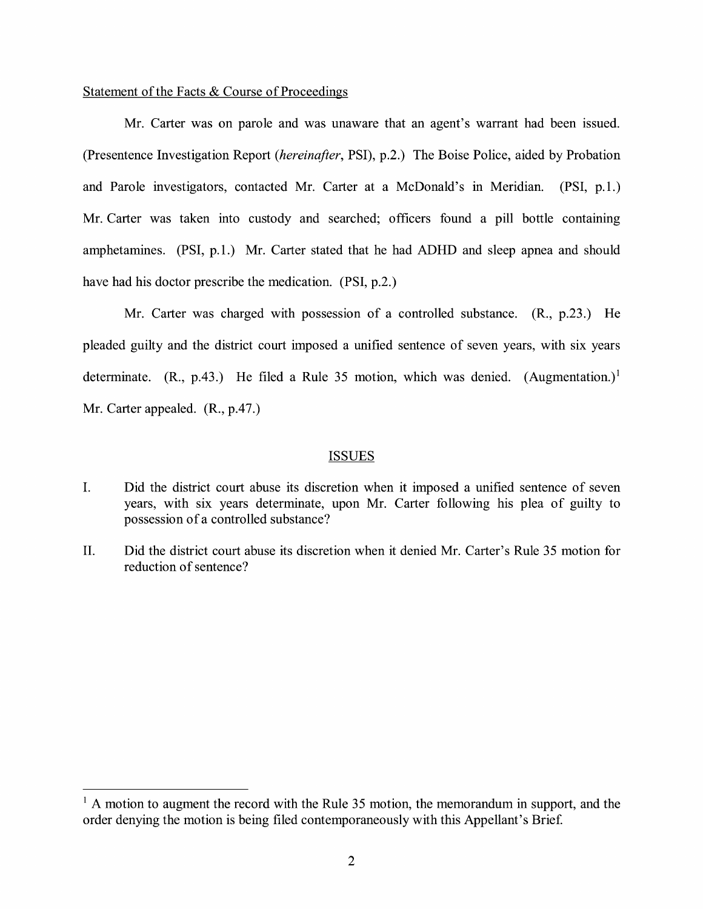Statement of the Facts & Course of Proceedings

Mr. Carter was on parole and was unaware that an agent's warrant had been issued. (Presentence Investigation Report (*hereinafter*, PSI), p.2.) The Boise Police, aided by Probation and Parole investigators, contacted Mr. Carter at a McDonald's in Meridian. (PSI, p.1.) Mr. Carter was taken into custody and searched; officers found a pill bottle containing amphetamines. (PSI, p.1.) Mr. Carter stated that he had ADHD and sleep apnea and should have had his doctor prescribe the medication. (PSI, p.2.)

Mr. Carter was charged with possession of a controlled substance. (R., p.23.) He pleaded guilty and the district court imposed a unified sentence of seven years, with six years determinate. (R., p.43.) He filed a Rule 35 motion, which was denied. (Augmentation.)[1] Mr. Carter appealed. (R., p.47.)

## ISSUES

I. Did the district court abuse its discretion when it imposed a unified sentence of seven years, with six years determinate, upon Mr. Carter following his plea of guilty to possession of a controlled substance?

II. Did the district court abuse its discretion when it denied Mr. Carter's Rule 35 motion for reduction of sentence?

---

[1] A motion to augment the record with the Rule 35 motion, the memorandum in support, and the order denying the motion is being filed contemporaneously with this Appellant's Brief.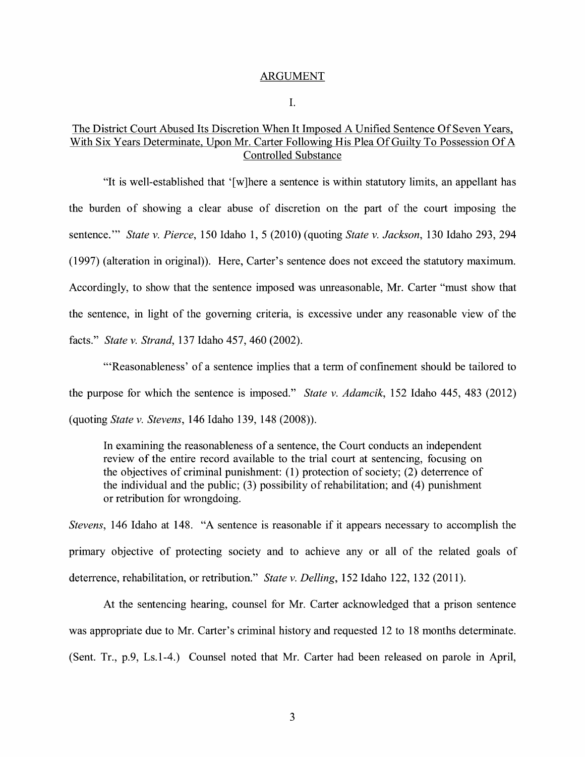## ARGUMENT

### I.

### The District Court Abused Its Discretion When It Imposed A Unified Sentence Of Seven Years, With Six Years Determinate, Upon Mr. Carter Following His Plea Of Guilty To Possession Of A Controlled Substance

"It is well-established that '[w]here a sentence is within statutory limits, an appellant has the burden of showing a clear abuse of discretion on the part of the court imposing the sentence.'" *State v. Pierce*, 150 Idaho 1, 5 (2010) (quoting *State v. Jackson*, 130 Idaho 293, 294 (1997) (alteration in original)). Here, Carter's sentence does not exceed the statutory maximum. Accordingly, to show that the sentence imposed was unreasonable, Mr. Carter "must show that the sentence, in light of the governing criteria, is excessive under any reasonable view of the facts." *State v. Strand*, 137 Idaho 457, 460 (2002).

"'Reasonableness' of a sentence implies that a term of confinement should be tailored to the purpose for which the sentence is imposed." *State v. Adamcik*, 152 Idaho 445, 483 (2012) (quoting *State v. Stevens*, 146 Idaho 139, 148 (2008)).

> In examining the reasonableness of a sentence, the Court conducts an independent review of the entire record available to the trial court at sentencing, focusing on the objectives of criminal punishment: (1) protection of society; (2) deterrence of the individual and the public; (3) possibility of rehabilitation; and (4) punishment or retribution for wrongdoing.

*Stevens*, 146 Idaho at 148. "A sentence is reasonable if it appears necessary to accomplish the primary objective of protecting society and to achieve any or all of the related goals of deterrence, rehabilitation, or retribution." *State v. Delling*, 152 Idaho 122, 132 (2011).

At the sentencing hearing, counsel for Mr. Carter acknowledged that a prison sentence was appropriate due to Mr. Carter's criminal history and requested 12 to 18 months determinate. (Sent. Tr., p.9, Ls.1-4.) Counsel noted that Mr. Carter had been released on parole in April,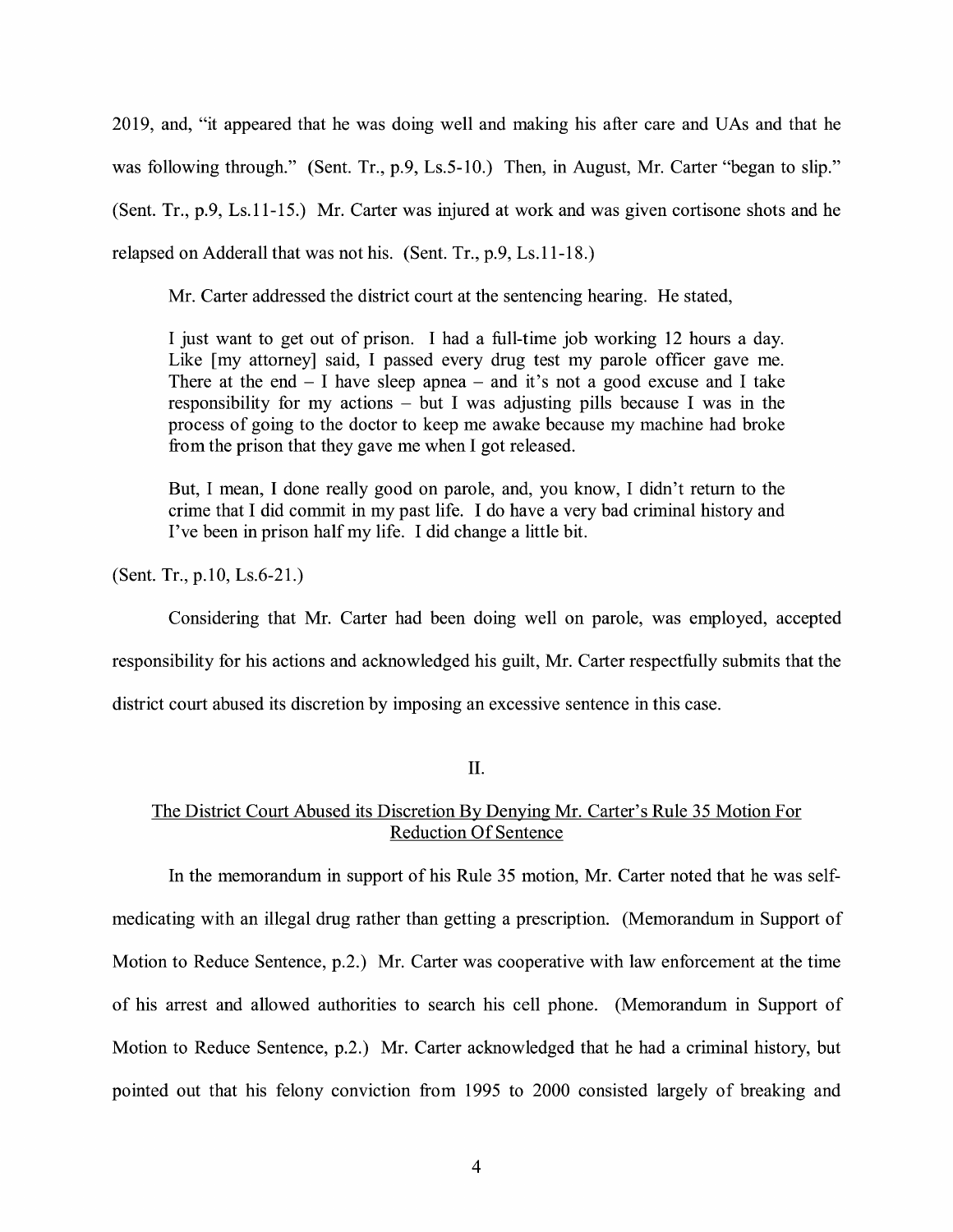2019, and, "it appeared that he was doing well and making his after care and UAs and that he was following through." (Sent. Tr., p.9, Ls.5-10.) Then, in August, Mr. Carter "began to slip." (Sent. Tr., p.9, Ls.11-15.) Mr. Carter was injured at work and was given cortisone shots and he relapsed on Adderall that was not his. (Sent. Tr., p.9, Ls.11-18.)

Mr. Carter addressed the district court at the sentencing hearing. He stated,

> I just want to get out of prison. I had a full-time job working 12 hours a day. Like [my attorney] said, I passed every drug test my parole officer gave me. There at the end – I have sleep apnea – and it's not a good excuse and I take responsibility for my actions – but I was adjusting pills because I was in the process of going to the doctor to keep me awake because my machine had broke from the prison that they gave me when I got released.
>
> But, I mean, I done really good on parole, and, you know, I didn't return to the crime that I did commit in my past life. I do have a very bad criminal history and I've been in prison half my life. I did change a little bit.

(Sent. Tr., p.10, Ls.6-21.)

Considering that Mr. Carter had been doing well on parole, was employed, accepted responsibility for his actions and acknowledged his guilt, Mr. Carter respectfully submits that the district court abused its discretion by imposing an excessive sentence in this case.

## II.

## The District Court Abused its Discretion By Denying Mr. Carter's Rule 35 Motion For Reduction Of Sentence

In the memorandum in support of his Rule 35 motion, Mr. Carter noted that he was self-medicating with an illegal drug rather than getting a prescription. (Memorandum in Support of Motion to Reduce Sentence, p.2.) Mr. Carter was cooperative with law enforcement at the time of his arrest and allowed authorities to search his cell phone. (Memorandum in Support of Motion to Reduce Sentence, p.2.) Mr. Carter acknowledged that he had a criminal history, but pointed out that his felony conviction from 1995 to 2000 consisted largely of breaking and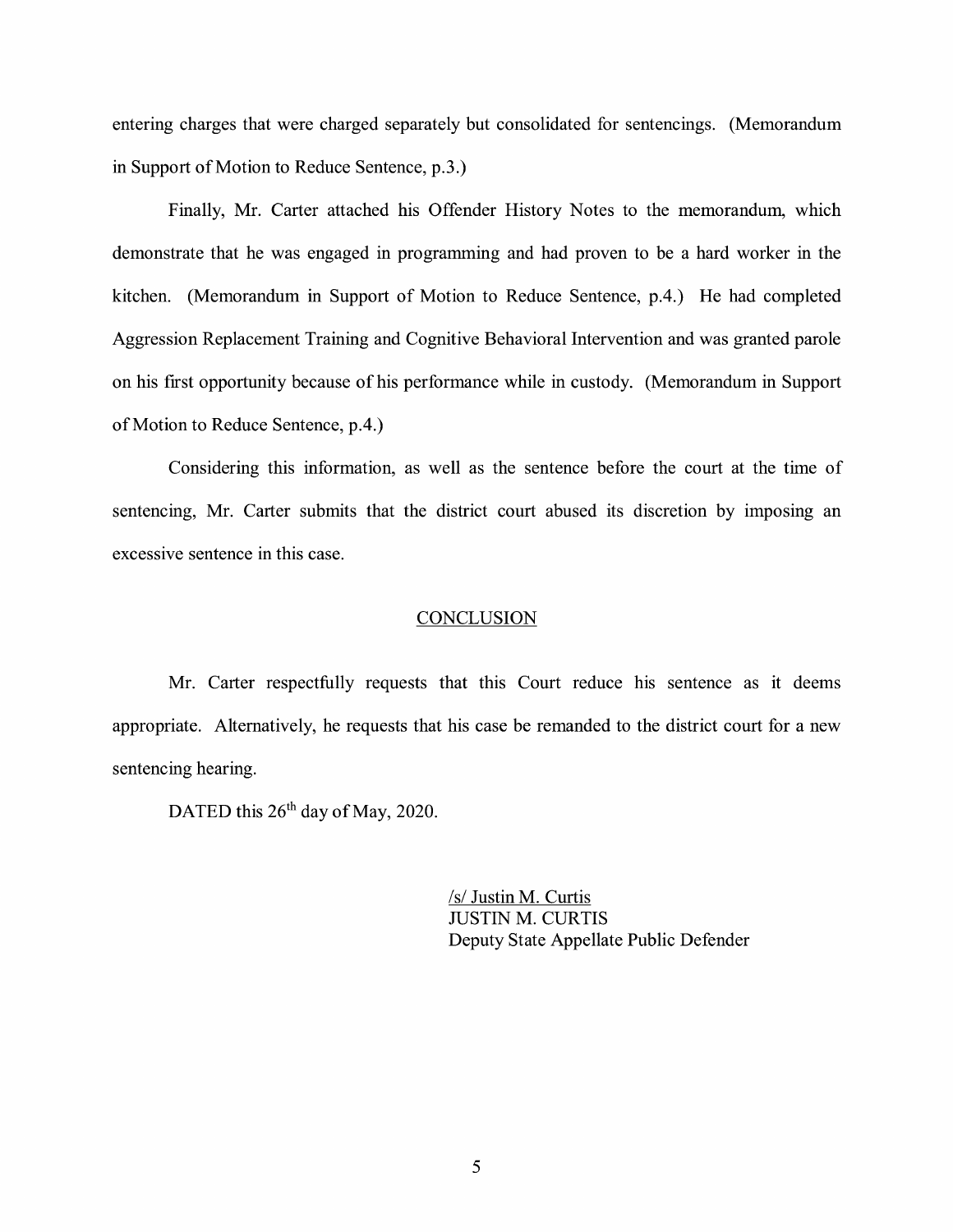entering charges that were charged separately but consolidated for sentencings. (Memorandum in Support of Motion to Reduce Sentence, p.3.)

Finally, Mr. Carter attached his Offender History Notes to the memorandum, which demonstrate that he was engaged in programming and had proven to be a hard worker in the kitchen. (Memorandum in Support of Motion to Reduce Sentence, p.4.) He had completed Aggression Replacement Training and Cognitive Behavioral Intervention and was granted parole on his first opportunity because of his performance while in custody. (Memorandum in Support of Motion to Reduce Sentence, p.4.)

Considering this information, as well as the sentence before the court at the time of sentencing, Mr. Carter submits that the district court abused its discretion by imposing an excessive sentence in this case.

## CONCLUSION

Mr. Carter respectfully requests that this Court reduce his sentence as it deems appropriate. Alternatively, he requests that his case be remanded to the district court for a new sentencing hearing.

DATED this 26th day of May, 2020.

/s/ Justin M. Curtis
JUSTIN M. CURTIS
Deputy State Appellate Public Defender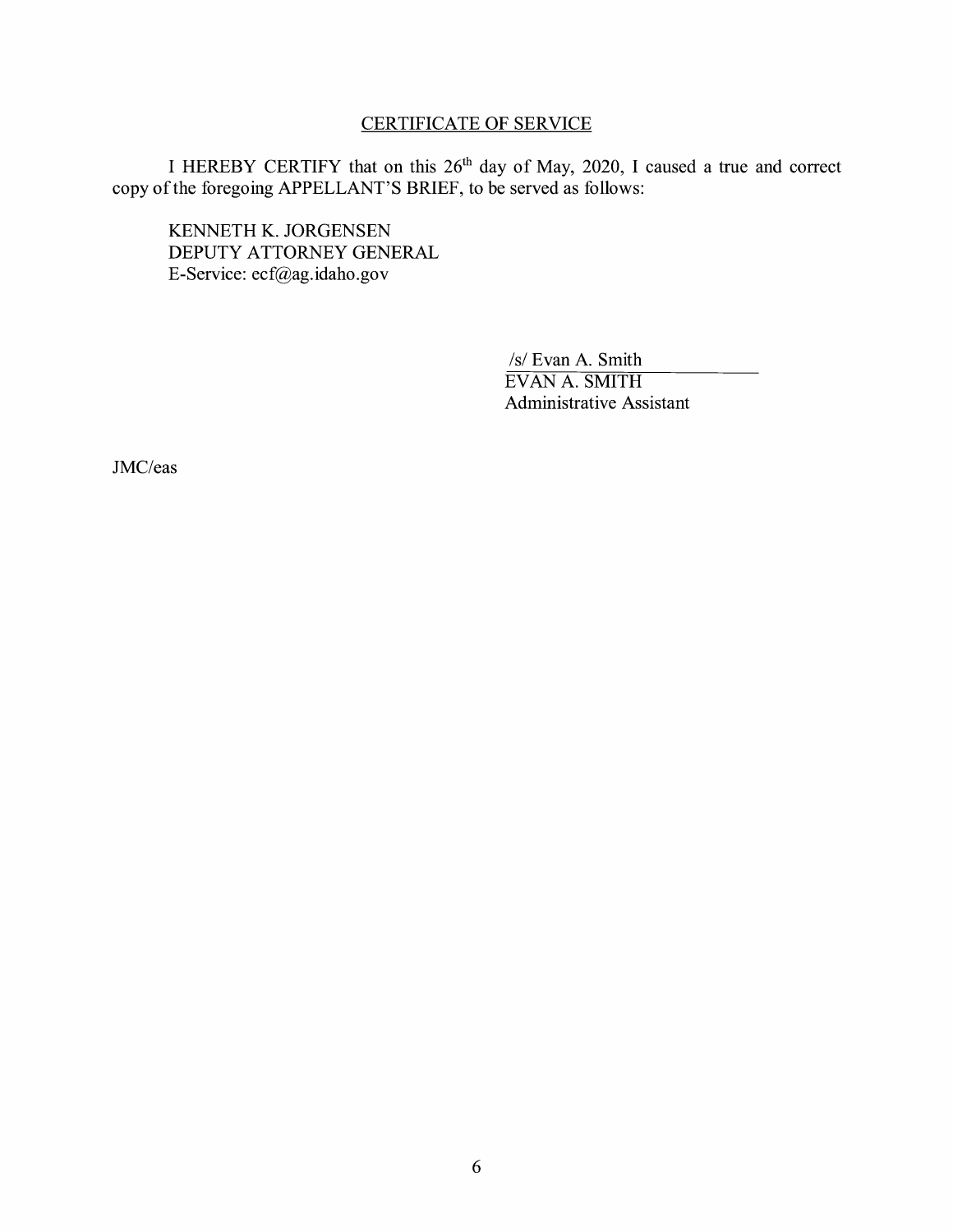## CERTIFICATE OF SERVICE

I HEREBY CERTIFY that on this 26th day of May, 2020, I caused a true and correct copy of the foregoing APPELLANT'S BRIEF, to be served as follows:

KENNETH K. JORGENSEN
DEPUTY ATTORNEY GENERAL
E-Service: ecf@ag.idaho.gov

/s/ Evan A. Smith
EVAN A. SMITH
Administrative Assistant

JMC/eas